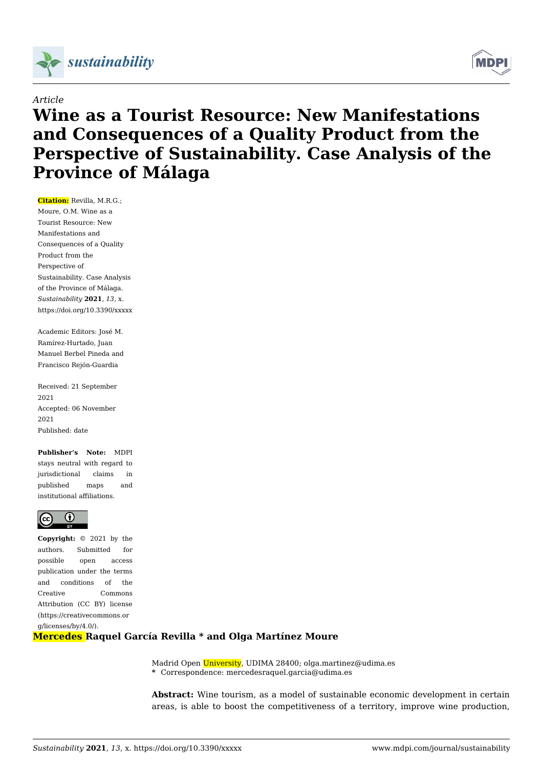*Article*

# Wine as a Tourist Resource: New Manifestations and Consequences of a Quality Product from the Perspective of Sustainability. Case Analysis of the Province of Málaga

**Mercedes Raquel García Revilla * and Olga Martínez Moure**

Madrid Open University, UDIMA 28400; olga.martinez@udima.es

\* Correspondence: mercedesraquel.garcia@udima.es

**Citation:** Revilla, M.R.G.; Moure, O.M. Wine as a Tourist Resource: New Manifestations and Consequences of a Quality Product from the Perspective of Sustainability. Case Analysis of the Province of Málaga. *Sustainability* **2021**, *13*, x. https://doi.org/10.3390/xxxxx

Academic Editors: José M. Ramírez-Hurtado, Juan Manuel Berbel Pineda and Francisco Rejón-Guardia

Received: 21 September 2021

Accepted: 06 November 2021

Published: date

**Publisher's Note:** MDPI stays neutral with regard to jurisdictional claims in published maps and institutional affiliations.

**Copyright:** © 2021 by the authors. Submitted for possible open access publication under the terms and conditions of the Creative Commons Attribution (CC BY) license (https://creativecommons.org/licenses/by/4.0/).

**Abstract:** Wine tourism, as a model of sustainable economic development in certain areas, is able to boost the competitiveness of a territory, improve wine production,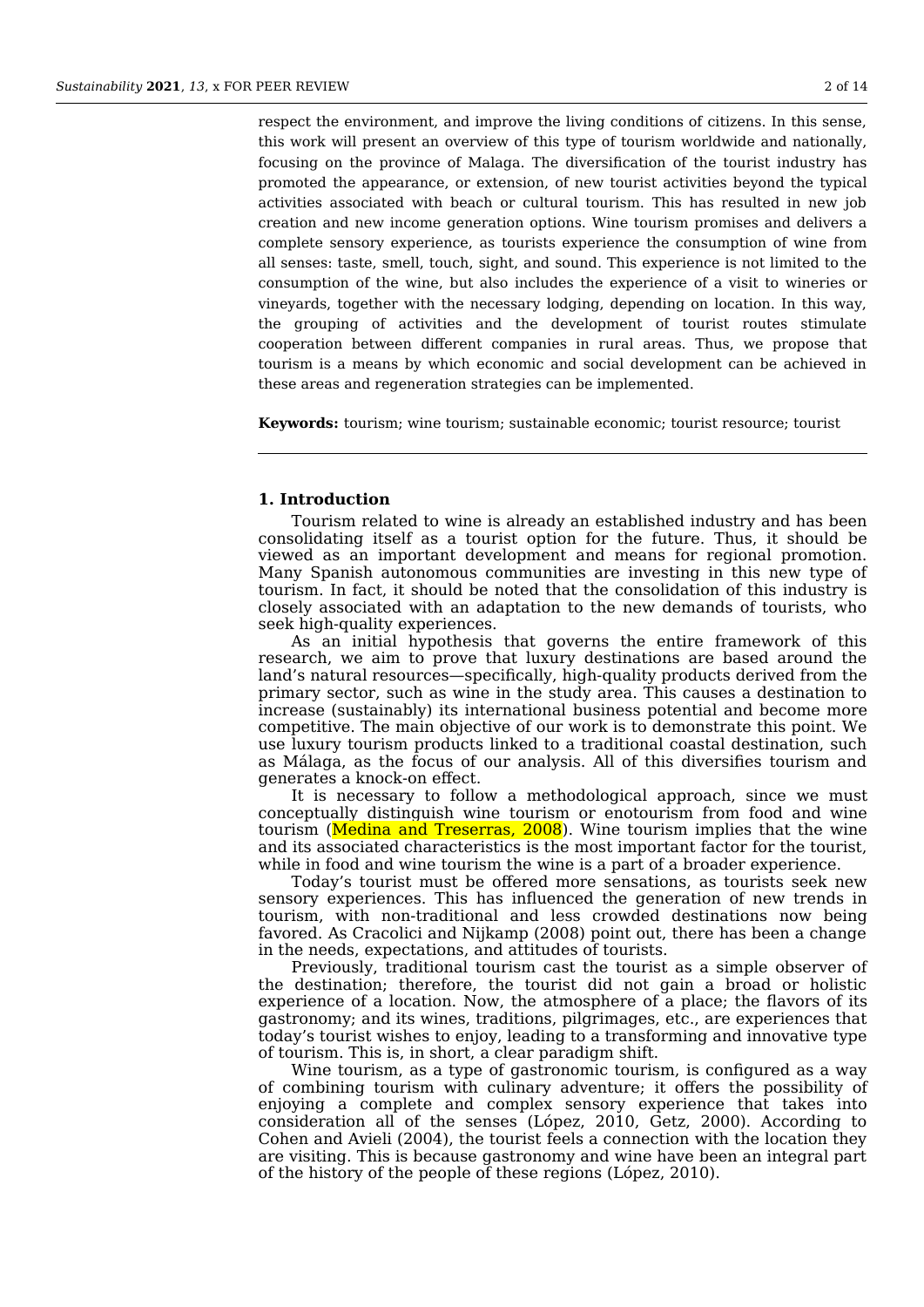respect the environment, and improve the living conditions of citizens. In this sense, this work will present an overview of this type of tourism worldwide and nationally, focusing on the province of Malaga. The diversification of the tourist industry has promoted the appearance, or extension, of new tourist activities beyond the typical activities associated with beach or cultural tourism. This has resulted in new job creation and new income generation options. Wine tourism promises and delivers a complete sensory experience, as tourists experience the consumption of wine from all senses: taste, smell, touch, sight, and sound. This experience is not limited to the consumption of the wine, but also includes the experience of a visit to wineries or vineyards, together with the necessary lodging, depending on location. In this way, the grouping of activities and the development of tourist routes stimulate cooperation between different companies in rural areas. Thus, we propose that tourism is a means by which economic and social development can be achieved in these areas and regeneration strategies can be implemented.

**Keywords:** tourism; wine tourism; sustainable economic; tourist resource; tourist

## 1. Introduction

Tourism related to wine is already an established industry and has been consolidating itself as a tourist option for the future. Thus, it should be viewed as an important development and means for regional promotion. Many Spanish autonomous communities are investing in this new type of tourism. In fact, it should be noted that the consolidation of this industry is closely associated with an adaptation to the new demands of tourists, who seek high-quality experiences.

As an initial hypothesis that governs the entire framework of this research, we aim to prove that luxury destinations are based around the land's natural resources—specifically, high-quality products derived from the primary sector, such as wine in the study area. This causes a destination to increase (sustainably) its international business potential and become more competitive. The main objective of our work is to demonstrate this point. We use luxury tourism products linked to a traditional coastal destination, such as Málaga, as the focus of our analysis. All of this diversifies tourism and generates a knock-on effect.

It is necessary to follow a methodological approach, since we must conceptually distinguish wine tourism or enotourism from food and wine tourism (Medina and Treserras, 2008). Wine tourism implies that the wine and its associated characteristics is the most important factor for the tourist, while in food and wine tourism the wine is a part of a broader experience.

Today's tourist must be offered more sensations, as tourists seek new sensory experiences. This has influenced the generation of new trends in tourism, with non-traditional and less crowded destinations now being favored. As Cracolici and Nijkamp (2008) point out, there has been a change in the needs, expectations, and attitudes of tourists.

Previously, traditional tourism cast the tourist as a simple observer of the destination; therefore, the tourist did not gain a broad or holistic experience of a location. Now, the atmosphere of a place; the flavors of its gastronomy; and its wines, traditions, pilgrimages, etc., are experiences that today's tourist wishes to enjoy, leading to a transforming and innovative type of tourism. This is, in short, a clear paradigm shift.

Wine tourism, as a type of gastronomic tourism, is configured as a way of combining tourism with culinary adventure; it offers the possibility of enjoying a complete and complex sensory experience that takes into consideration all of the senses (López, 2010, Getz, 2000). According to Cohen and Avieli (2004), the tourist feels a connection with the location they are visiting. This is because gastronomy and wine have been an integral part of the history of the people of these regions (López, 2010).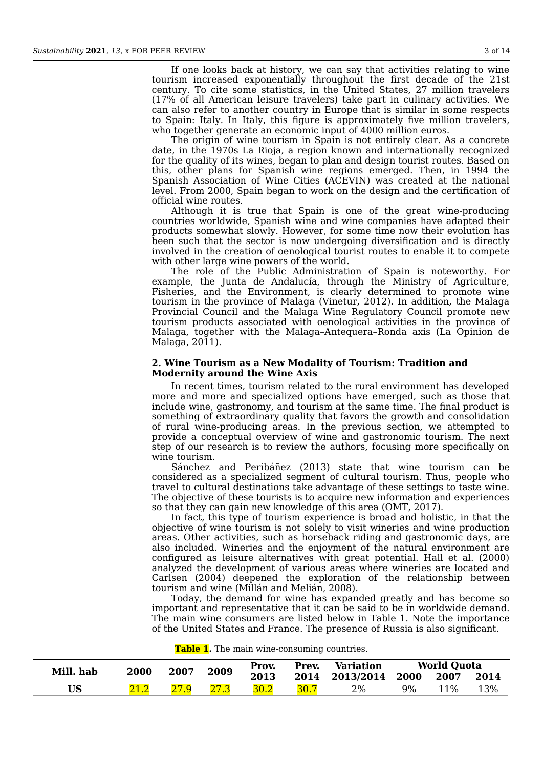If one looks back at history, we can say that activities relating to wine tourism increased exponentially throughout the first decade of the 21st century. To cite some statistics, in the United States, 27 million travelers (17% of all American leisure travelers) take part in culinary activities. We can also refer to another country in Europe that is similar in some respects to Spain: Italy. In Italy, this figure is approximately five million travelers, who together generate an economic input of 4000 million euros.

The origin of wine tourism in Spain is not entirely clear. As a concrete date, in the 1970s La Rioja, a region known and internationally recognized for the quality of its wines, began to plan and design tourist routes. Based on this, other plans for Spanish wine regions emerged. Then, in 1994 the Spanish Association of Wine Cities (ACEVIN) was created at the national level. From 2000, Spain began to work on the design and the certification of official wine routes.

Although it is true that Spain is one of the great wine-producing countries worldwide, Spanish wine and wine companies have adapted their products somewhat slowly. However, for some time now their evolution has been such that the sector is now undergoing diversification and is directly involved in the creation of oenological tourist routes to enable it to compete with other large wine powers of the world.

The role of the Public Administration of Spain is noteworthy. For example, the Junta de Andalucía, through the Ministry of Agriculture, Fisheries, and the Environment, is clearly determined to promote wine tourism in the province of Malaga (Vinetur, 2012). In addition, the Malaga Provincial Council and the Malaga Wine Regulatory Council promote new tourism products associated with oenological activities in the province of Malaga, together with the Malaga–Antequera–Ronda axis (La Opinion de Malaga, 2011).

## 2. Wine Tourism as a New Modality of Tourism: Tradition and Modernity around the Wine Axis

In recent times, tourism related to the rural environment has developed more and more and specialized options have emerged, such as those that include wine, gastronomy, and tourism at the same time. The final product is something of extraordinary quality that favors the growth and consolidation of rural wine-producing areas. In the previous section, we attempted to provide a conceptual overview of wine and gastronomic tourism. The next step of our research is to review the authors, focusing more specifically on wine tourism.

Sánchez and Peribáñez (2013) state that wine tourism can be considered as a specialized segment of cultural tourism. Thus, people who travel to cultural destinations take advantage of these settings to taste wine. The objective of these tourists is to acquire new information and experiences so that they can gain new knowledge of this area (OMT, 2017).

In fact, this type of tourism experience is broad and holistic, in that the objective of wine tourism is not solely to visit wineries and wine production areas. Other activities, such as horseback riding and gastronomic days, are also included. Wineries and the enjoyment of the natural environment are configured as leisure alternatives with great potential. Hall et al. (2000) analyzed the development of various areas where wineries are located and Carlsen (2004) deepened the exploration of the relationship between tourism and wine (Millán and Melián, 2008).

Today, the demand for wine has expanded greatly and has become so important and representative that it can be said to be in worldwide demand. The main wine consumers are listed below in Table 1. Note the importance of the United States and France. The presence of Russia is also significant.

**Table 1.** The main wine-consuming countries.

| Mill. hab | 2000 | 2007 | 2009 | Prov. 2013 | Prev. 2014 | Variation 2013/2014 | World Quota 2000 | World Quota 2007 | World Quota 2014 |
|---|---|---|---|---|---|---|---|---|---|
| **US** | 21.2 | 27.9 | 27.3 | 30.2 | 30.7 | 2% | 9% | 11% | 13% |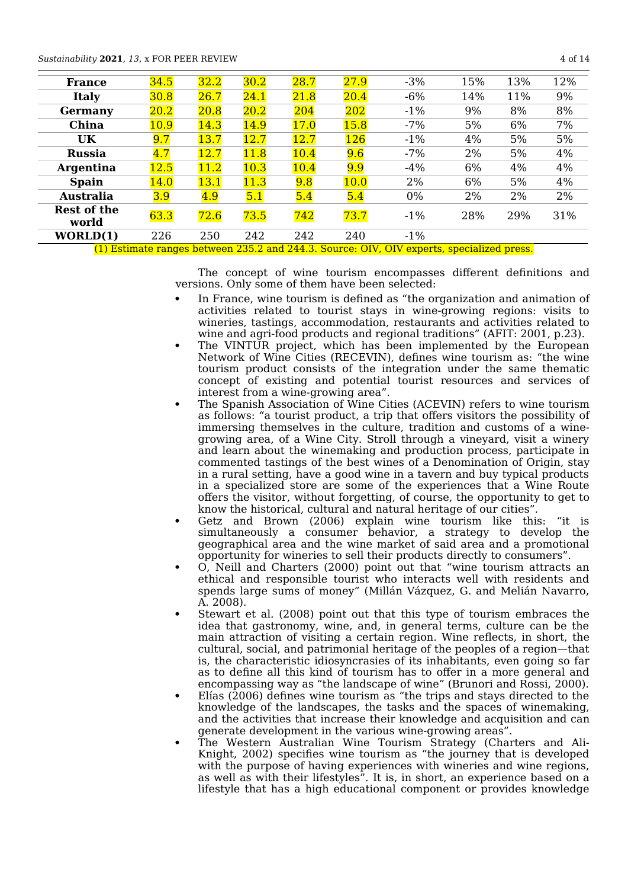| | | | | | | | | | |
|---|---|---|---|---|---|---|---|---|---|
| **France** | 34.5 | 32.2 | 30.2 | 28.7 | 27.9 | -3% | 15% | 13% | 12% |
| **Italy** | 30.8 | 26.7 | 24.1 | 21.8 | 20.4 | -6% | 14% | 11% | 9% |
| **Germany** | 20.2 | 20.8 | 20.2 | 204 | 202 | -1% | 9% | 8% | 8% |
| **China** | 10.9 | 14.3 | 14.9 | 17.0 | 15.8 | -7% | 5% | 6% | 7% |
| **UK** | 9.7 | 13.7 | 12.7 | 12.7 | 126 | -1% | 4% | 5% | 5% |
| **Russia** | 4.7 | 12.7 | 11.8 | 10.4 | 9.6 | -7% | 2% | 5% | 4% |
| **Argentina** | 12.5 | 11.2 | 10.3 | 10.4 | 9.9 | -4% | 6% | 4% | 4% |
| **Spain** | 14.0 | 13.1 | 11.3 | 9.8 | 10.0 | 2% | 6% | 5% | 4% |
| **Australia** | 3.9 | 4.9 | 5.1 | 5.4 | 5.4 | 0% | 2% | 2% | 2% |
| **Rest of the world** | 63.3 | 72.6 | 73.5 | 742 | 73.7 | -1% | 28% | 29% | 31% |
| **WORLD(1)** | 226 | 250 | 242 | 242 | 240 | -1% | | | |

(1) Estimate ranges between 235.2 and 244.3. Source: OIV, OIV experts, specialized press.

The concept of wine tourism encompasses different definitions and versions. Only some of them have been selected:

- In France, wine tourism is defined as "the organization and animation of activities related to tourist stays in wine-growing regions: visits to wineries, tastings, accommodation, restaurants and activities related to wine and agri-food products and regional traditions" (AFIT: 2001, p.23).
- The VINTUR project, which has been implemented by the European Network of Wine Cities (RECEVIN), defines wine tourism as: "the wine tourism product consists of the integration under the same thematic concept of existing and potential tourist resources and services of interest from a wine-growing area".
- The Spanish Association of Wine Cities (ACEVIN) refers to wine tourism as follows: "a tourist product, a trip that offers visitors the possibility of immersing themselves in the culture, tradition and customs of a wine-growing area, of a Wine City. Stroll through a vineyard, visit a winery and learn about the winemaking and production process, participate in commented tastings of the best wines of a Denomination of Origin, stay in a rural setting, have a good wine in a tavern and buy typical products in a specialized store are some of the experiences that a Wine Route offers the visitor, without forgetting, of course, the opportunity to get to know the historical, cultural and natural heritage of our cities".
- Getz and Brown (2006) explain wine tourism like this: "it is simultaneously a consumer behavior, a strategy to develop the geographical area and the wine market of said area and a promotional opportunity for wineries to sell their products directly to consumers".
- O, Neill and Charters (2000) point out that "wine tourism attracts an ethical and responsible tourist who interacts well with residents and spends large sums of money" (Millán Vázquez, G. and Melián Navarro, A. 2008).
- Stewart et al. (2008) point out that this type of tourism embraces the idea that gastronomy, wine, and, in general terms, culture can be the main attraction of visiting a certain region. Wine reflects, in short, the cultural, social, and patrimonial heritage of the peoples of a region—that is, the characteristic idiosyncrasies of its inhabitants, even going so far as to define all this kind of tourism has to offer in a more general and encompassing way as "the landscape of wine" (Brunori and Rossi, 2000).
- Elías (2006) defines wine tourism as "the trips and stays directed to the knowledge of the landscapes, the tasks and the spaces of winemaking, and the activities that increase their knowledge and acquisition and can generate development in the various wine-growing areas".
- The Western Australian Wine Tourism Strategy (Charters and Ali-Knight, 2002) specifies wine tourism as "the journey that is developed with the purpose of having experiences with wineries and wine regions, as well as with their lifestyles". It is, in short, an experience based on a lifestyle that has a high educational component or provides knowledge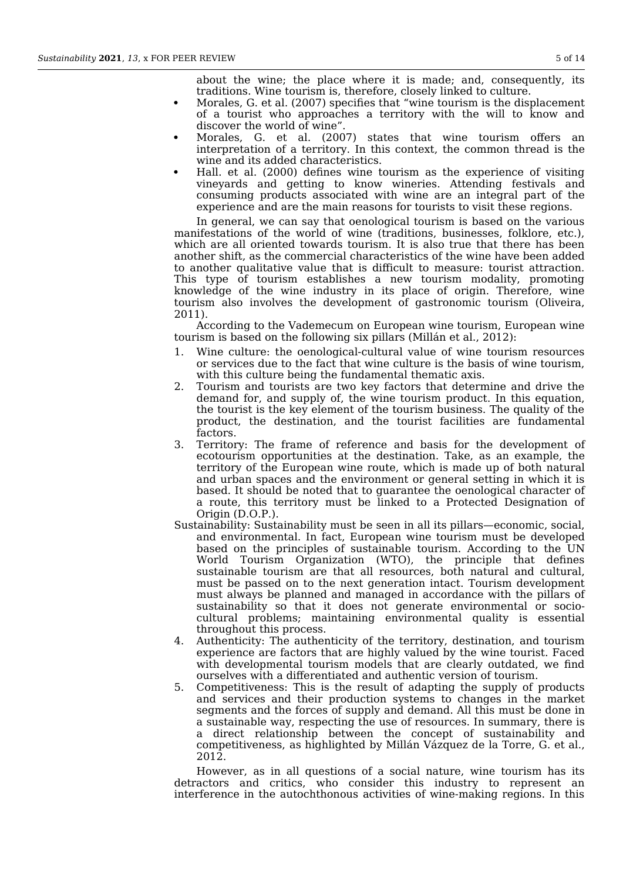about the wine; the place where it is made; and, consequently, its traditions. Wine tourism is, therefore, closely linked to culture.

- Morales, G. et al. (2007) specifies that "wine tourism is the displacement of a tourist who approaches a territory with the will to know and discover the world of wine".
- Morales, G. et al. (2007) states that wine tourism offers an interpretation of a territory. In this context, the common thread is the wine and its added characteristics.
- Hall. et al. (2000) defines wine tourism as the experience of visiting vineyards and getting to know wineries. Attending festivals and consuming products associated with wine are an integral part of the experience and are the main reasons for tourists to visit these regions.

In general, we can say that oenological tourism is based on the various manifestations of the world of wine (traditions, businesses, folklore, etc.), which are all oriented towards tourism. It is also true that there has been another shift, as the commercial characteristics of the wine have been added to another qualitative value that is difficult to measure: tourist attraction. This type of tourism establishes a new tourism modality, promoting knowledge of the wine industry in its place of origin. Therefore, wine tourism also involves the development of gastronomic tourism (Oliveira, 2011).

According to the Vademecum on European wine tourism, European wine tourism is based on the following six pillars (Millán et al., 2012):

1. Wine culture: the oenological-cultural value of wine tourism resources or services due to the fact that wine culture is the basis of wine tourism, with this culture being the fundamental thematic axis.
2. Tourism and tourists are two key factors that determine and drive the demand for, and supply of, the wine tourism product. In this equation, the tourist is the key element of the tourism business. The quality of the product, the destination, and the tourist facilities are fundamental factors.
3. Territory: The frame of reference and basis for the development of ecotourism opportunities at the destination. Take, as an example, the territory of the European wine route, which is made up of both natural and urban spaces and the environment or general setting in which it is based. It should be noted that to guarantee the oenological character of a route, this territory must be linked to a Protected Designation of Origin (D.O.P.).

Sustainability: Sustainability must be seen in all its pillars—economic, social, and environmental. In fact, European wine tourism must be developed based on the principles of sustainable tourism. According to the UN World Tourism Organization (WTO), the principle that defines sustainable tourism are that all resources, both natural and cultural, must be passed on to the next generation intact. Tourism development must always be planned and managed in accordance with the pillars of sustainability so that it does not generate environmental or socio-cultural problems; maintaining environmental quality is essential throughout this process.

4. Authenticity: The authenticity of the territory, destination, and tourism experience are factors that are highly valued by the wine tourist. Faced with developmental tourism models that are clearly outdated, we find ourselves with a differentiated and authentic version of tourism.
5. Competitiveness: This is the result of adapting the supply of products and services and their production systems to changes in the market segments and the forces of supply and demand. All this must be done in a sustainable way, respecting the use of resources. In summary, there is a direct relationship between the concept of sustainability and competitiveness, as highlighted by Millán Vázquez de la Torre, G. et al., 2012.

However, as in all questions of a social nature, wine tourism has its detractors and critics, who consider this industry to represent an interference in the autochthonous activities of wine-making regions. In this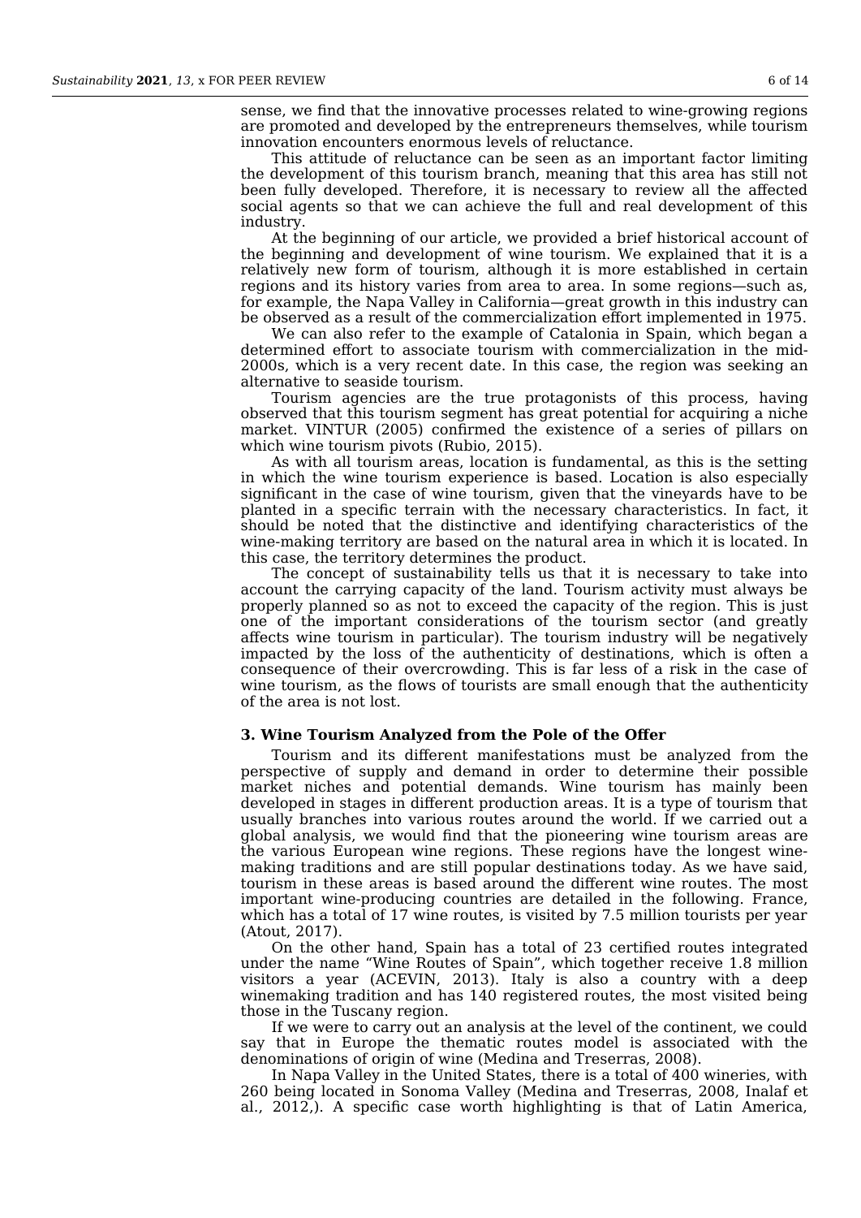sense, we find that the innovative processes related to wine-growing regions are promoted and developed by the entrepreneurs themselves, while tourism innovation encounters enormous levels of reluctance.

This attitude of reluctance can be seen as an important factor limiting the development of this tourism branch, meaning that this area has still not been fully developed. Therefore, it is necessary to review all the affected social agents so that we can achieve the full and real development of this industry.

At the beginning of our article, we provided a brief historical account of the beginning and development of wine tourism. We explained that it is a relatively new form of tourism, although it is more established in certain regions and its history varies from area to area. In some regions—such as, for example, the Napa Valley in California—great growth in this industry can be observed as a result of the commercialization effort implemented in 1975.

We can also refer to the example of Catalonia in Spain, which began a determined effort to associate tourism with commercialization in the mid-2000s, which is a very recent date. In this case, the region was seeking an alternative to seaside tourism.

Tourism agencies are the true protagonists of this process, having observed that this tourism segment has great potential for acquiring a niche market. VINTUR (2005) confirmed the existence of a series of pillars on which wine tourism pivots (Rubio, 2015).

As with all tourism areas, location is fundamental, as this is the setting in which the wine tourism experience is based. Location is also especially significant in the case of wine tourism, given that the vineyards have to be planted in a specific terrain with the necessary characteristics. In fact, it should be noted that the distinctive and identifying characteristics of the wine-making territory are based on the natural area in which it is located. In this case, the territory determines the product.

The concept of sustainability tells us that it is necessary to take into account the carrying capacity of the land. Tourism activity must always be properly planned so as not to exceed the capacity of the region. This is just one of the important considerations of the tourism sector (and greatly affects wine tourism in particular). The tourism industry will be negatively impacted by the loss of the authenticity of destinations, which is often a consequence of their overcrowding. This is far less of a risk in the case of wine tourism, as the flows of tourists are small enough that the authenticity of the area is not lost.

## 3. Wine Tourism Analyzed from the Pole of the Offer

Tourism and its different manifestations must be analyzed from the perspective of supply and demand in order to determine their possible market niches and potential demands. Wine tourism has mainly been developed in stages in different production areas. It is a type of tourism that usually branches into various routes around the world. If we carried out a global analysis, we would find that the pioneering wine tourism areas are the various European wine regions. These regions have the longest wine-making traditions and are still popular destinations today. As we have said, tourism in these areas is based around the different wine routes. The most important wine-producing countries are detailed in the following. France, which has a total of 17 wine routes, is visited by 7.5 million tourists per year (Atout, 2017).

On the other hand, Spain has a total of 23 certified routes integrated under the name "Wine Routes of Spain", which together receive 1.8 million visitors a year (ACEVIN, 2013). Italy is also a country with a deep winemaking tradition and has 140 registered routes, the most visited being those in the Tuscany region.

If we were to carry out an analysis at the level of the continent, we could say that in Europe the thematic routes model is associated with the denominations of origin of wine (Medina and Treserras, 2008).

In Napa Valley in the United States, there is a total of 400 wineries, with 260 being located in Sonoma Valley (Medina and Treserras, 2008, Inalaf et al., 2012,). A specific case worth highlighting is that of Latin America,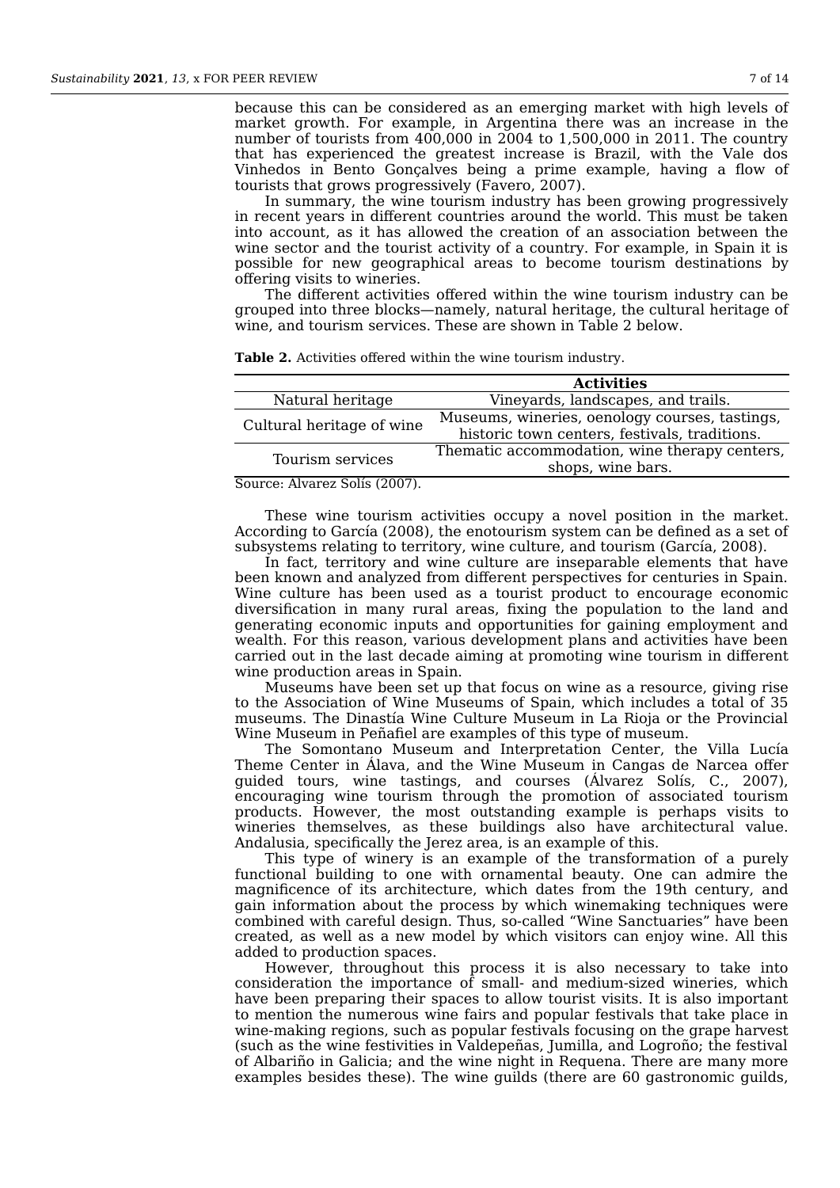because this can be considered as an emerging market with high levels of market growth. For example, in Argentina there was an increase in the number of tourists from 400,000 in 2004 to 1,500,000 in 2011. The country that has experienced the greatest increase is Brazil, with the Vale dos Vinhedos in Bento Gonçalves being a prime example, having a flow of tourists that grows progressively (Favero, 2007).

In summary, the wine tourism industry has been growing progressively in recent years in different countries around the world. This must be taken into account, as it has allowed the creation of an association between the wine sector and the tourist activity of a country. For example, in Spain it is possible for new geographical areas to become tourism destinations by offering visits to wineries.

The different activities offered within the wine tourism industry can be grouped into three blocks—namely, natural heritage, the cultural heritage of wine, and tourism services. These are shown in Table 2 below.

**Table 2.** Activities offered within the wine tourism industry.

| | Activities |
|---|---|
| Natural heritage | Vineyards, landscapes, and trails. |
| Cultural heritage of wine | Museums, wineries, oenology courses, tastings, historic town centers, festivals, traditions. |
| Tourism services | Thematic accommodation, wine therapy centers, shops, wine bars. |

Source: Alvarez Solís (2007).

These wine tourism activities occupy a novel position in the market. According to García (2008), the enotourism system can be defined as a set of subsystems relating to territory, wine culture, and tourism (García, 2008).

In fact, territory and wine culture are inseparable elements that have been known and analyzed from different perspectives for centuries in Spain. Wine culture has been used as a tourist product to encourage economic diversification in many rural areas, fixing the population to the land and generating economic inputs and opportunities for gaining employment and wealth. For this reason, various development plans and activities have been carried out in the last decade aiming at promoting wine tourism in different wine production areas in Spain.

Museums have been set up that focus on wine as a resource, giving rise to the Association of Wine Museums of Spain, which includes a total of 35 museums. The Dinastía Wine Culture Museum in La Rioja or the Provincial Wine Museum in Peñafiel are examples of this type of museum.

The Somontano Museum and Interpretation Center, the Villa Lucía Theme Center in Álava, and the Wine Museum in Cangas de Narcea offer guided tours, wine tastings, and courses (Álvarez Solís, C., 2007), encouraging wine tourism through the promotion of associated tourism products. However, the most outstanding example is perhaps visits to wineries themselves, as these buildings also have architectural value. Andalusia, specifically the Jerez area, is an example of this.

This type of winery is an example of the transformation of a purely functional building to one with ornamental beauty. One can admire the magnificence of its architecture, which dates from the 19th century, and gain information about the process by which winemaking techniques were combined with careful design. Thus, so-called "Wine Sanctuaries" have been created, as well as a new model by which visitors can enjoy wine. All this added to production spaces.

However, throughout this process it is also necessary to take into consideration the importance of small- and medium-sized wineries, which have been preparing their spaces to allow tourist visits. It is also important to mention the numerous wine fairs and popular festivals that take place in wine-making regions, such as popular festivals focusing on the grape harvest (such as the wine festivities in Valdepeñas, Jumilla, and Logroño; the festival of Albariño in Galicia; and the wine night in Requena. There are many more examples besides these). The wine guilds (there are 60 gastronomic guilds,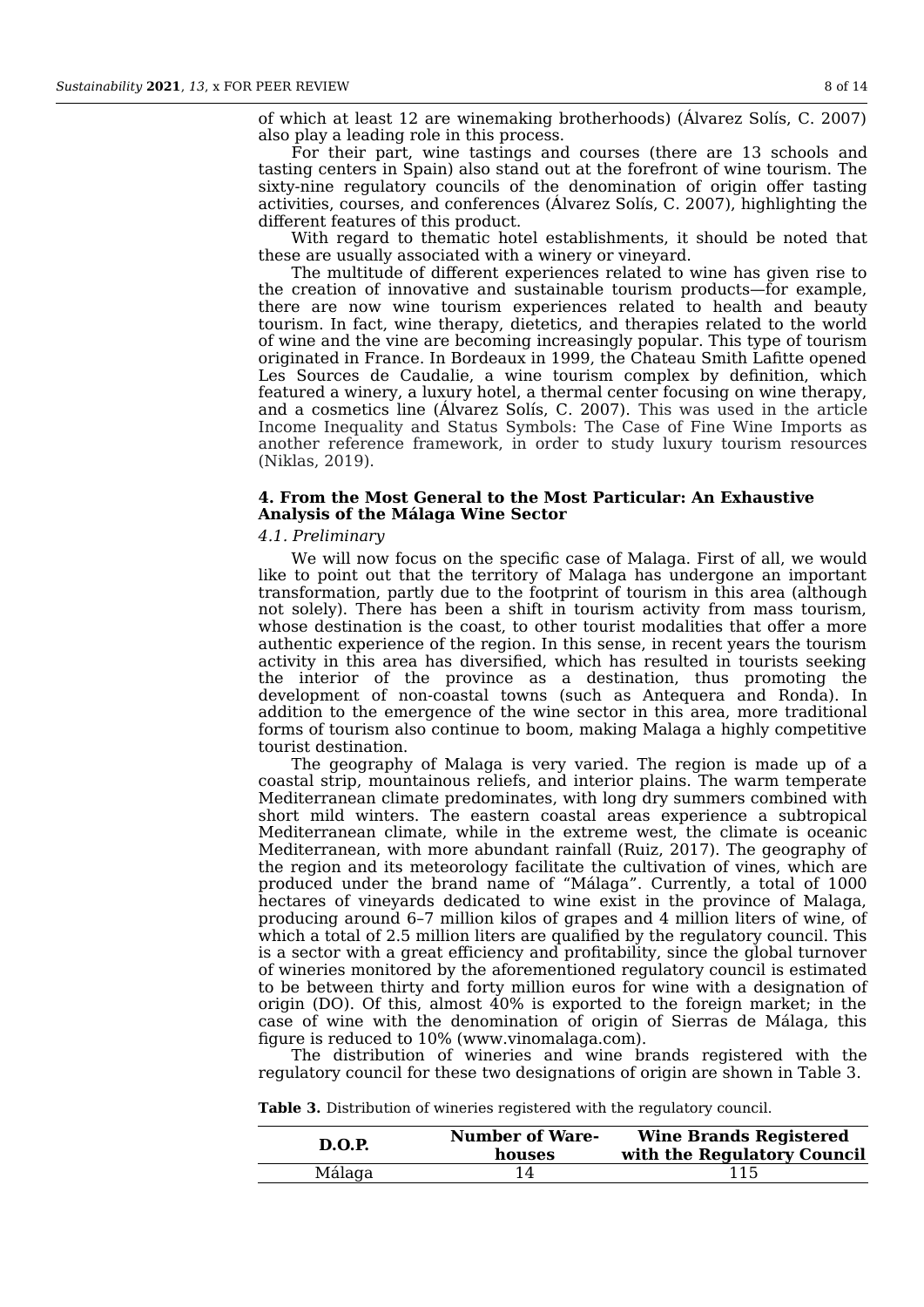of which at least 12 are winemaking brotherhoods) (Álvarez Solís, C. 2007) also play a leading role in this process.

For their part, wine tastings and courses (there are 13 schools and tasting centers in Spain) also stand out at the forefront of wine tourism. The sixty-nine regulatory councils of the denomination of origin offer tasting activities, courses, and conferences (Álvarez Solís, C. 2007), highlighting the different features of this product.

With regard to thematic hotel establishments, it should be noted that these are usually associated with a winery or vineyard.

The multitude of different experiences related to wine has given rise to the creation of innovative and sustainable tourism products—for example, there are now wine tourism experiences related to health and beauty tourism. In fact, wine therapy, dietetics, and therapies related to the world of wine and the vine are becoming increasingly popular. This type of tourism originated in France. In Bordeaux in 1999, the Chateau Smith Lafitte opened Les Sources de Caudalie, a wine tourism complex by definition, which featured a winery, a luxury hotel, a thermal center focusing on wine therapy, and a cosmetics line (Álvarez Solís, C. 2007). This was used in the article Income Inequality and Status Symbols: The Case of Fine Wine Imports as another reference framework, in order to study luxury tourism resources (Niklas, 2019).

## 4. From the Most General to the Most Particular: An Exhaustive Analysis of the Málaga Wine Sector

### *4.1. Preliminary*

We will now focus on the specific case of Malaga. First of all, we would like to point out that the territory of Malaga has undergone an important transformation, partly due to the footprint of tourism in this area (although not solely). There has been a shift in tourism activity from mass tourism, whose destination is the coast, to other tourist modalities that offer a more authentic experience of the region. In this sense, in recent years the tourism activity in this area has diversified, which has resulted in tourists seeking the interior of the province as a destination, thus promoting the development of non-coastal towns (such as Antequera and Ronda). In addition to the emergence of the wine sector in this area, more traditional forms of tourism also continue to boom, making Malaga a highly competitive tourist destination.

The geography of Malaga is very varied. The region is made up of a coastal strip, mountainous reliefs, and interior plains. The warm temperate Mediterranean climate predominates, with long dry summers combined with short mild winters. The eastern coastal areas experience a subtropical Mediterranean climate, while in the extreme west, the climate is oceanic Mediterranean, with more abundant rainfall (Ruiz, 2017). The geography of the region and its meteorology facilitate the cultivation of vines, which are produced under the brand name of "Málaga". Currently, a total of 1000 hectares of vineyards dedicated to wine exist in the province of Malaga, producing around 6–7 million kilos of grapes and 4 million liters of wine, of which a total of 2.5 million liters are qualified by the regulatory council. This is a sector with a great efficiency and profitability, since the global turnover of wineries monitored by the aforementioned regulatory council is estimated to be between thirty and forty million euros for wine with a designation of origin (DO). Of this, almost 40% is exported to the foreign market; in the case of wine with the denomination of origin of Sierras de Málaga, this figure is reduced to 10% (www.vinomalaga.com).

The distribution of wineries and wine brands registered with the regulatory council for these two designations of origin are shown in Table 3.

**Table 3.** Distribution of wineries registered with the regulatory council.

| D.O.P. | Number of Warehouses | Wine Brands Registered with the Regulatory Council |
|---|---|---|
| Málaga | 14 | 115 |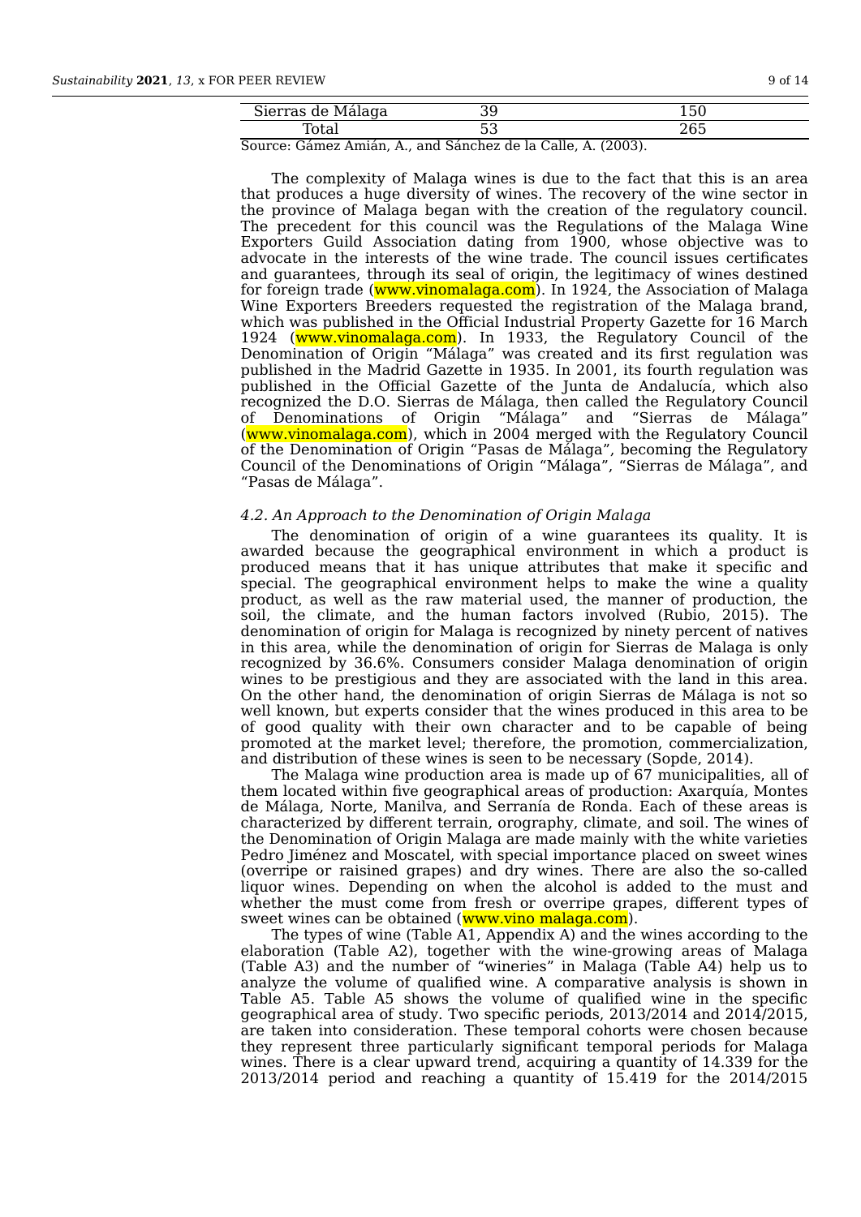| | | |
|---|---|---|
| Sierras de Málaga | 39 | 150 |
| Total | 53 | 265 |

Source: Gámez Amián, A., and Sánchez de la Calle, A. (2003).

The complexity of Malaga wines is due to the fact that this is an area that produces a huge diversity of wines. The recovery of the wine sector in the province of Malaga began with the creation of the regulatory council. The precedent for this council was the Regulations of the Malaga Wine Exporters Guild Association dating from 1900, whose objective was to advocate in the interests of the wine trade. The council issues certificates and guarantees, through its seal of origin, the legitimacy of wines destined for foreign trade (www.vinomalaga.com). In 1924, the Association of Malaga Wine Exporters Breeders requested the registration of the Malaga brand, which was published in the Official Industrial Property Gazette for 16 March 1924 (www.vinomalaga.com). In 1933, the Regulatory Council of the Denomination of Origin "Málaga" was created and its first regulation was published in the Madrid Gazette in 1935. In 2001, its fourth regulation was published in the Official Gazette of the Junta de Andalucía, which also recognized the D.O. Sierras de Málaga, then called the Regulatory Council of Denominations of Origin "Málaga" and "Sierras de Málaga" (www.vinomalaga.com), which in 2004 merged with the Regulatory Council of the Denomination of Origin "Pasas de Málaga", becoming the Regulatory Council of the Denominations of Origin "Málaga", "Sierras de Málaga", and "Pasas de Málaga".

### *4.2. An Approach to the Denomination of Origin Malaga*

The denomination of origin of a wine guarantees its quality. It is awarded because the geographical environment in which a product is produced means that it has unique attributes that make it specific and special. The geographical environment helps to make the wine a quality product, as well as the raw material used, the manner of production, the soil, the climate, and the human factors involved (Rubio, 2015). The denomination of origin for Malaga is recognized by ninety percent of natives in this area, while the denomination of origin for Sierras de Malaga is only recognized by 36.6%. Consumers consider Malaga denomination of origin wines to be prestigious and they are associated with the land in this area. On the other hand, the denomination of origin Sierras de Málaga is not so well known, but experts consider that the wines produced in this area to be of good quality with their own character and to be capable of being promoted at the market level; therefore, the promotion, commercialization, and distribution of these wines is seen to be necessary (Sopde, 2014).

The Malaga wine production area is made up of 67 municipalities, all of them located within five geographical areas of production: Axarquía, Montes de Málaga, Norte, Manilva, and Serranía de Ronda. Each of these areas is characterized by different terrain, orography, climate, and soil. The wines of the Denomination of Origin Malaga are made mainly with the white varieties Pedro Jiménez and Moscatel, with special importance placed on sweet wines (overripe or raisined grapes) and dry wines. There are also the so-called liquor wines. Depending on when the alcohol is added to the must and whether the must come from fresh or overripe grapes, different types of sweet wines can be obtained (www.vino malaga.com).

The types of wine (Table A1, Appendix A) and the wines according to the elaboration (Table A2), together with the wine-growing areas of Malaga (Table A3) and the number of "wineries" in Malaga (Table A4) help us to analyze the volume of qualified wine. A comparative analysis is shown in Table A5. Table A5 shows the volume of qualified wine in the specific geographical area of study. Two specific periods, 2013/2014 and 2014/2015, are taken into consideration. These temporal cohorts were chosen because they represent three particularly significant temporal periods for Malaga wines. There is a clear upward trend, acquiring a quantity of 14.339 for the 2013/2014 period and reaching a quantity of 15.419 for the 2014/2015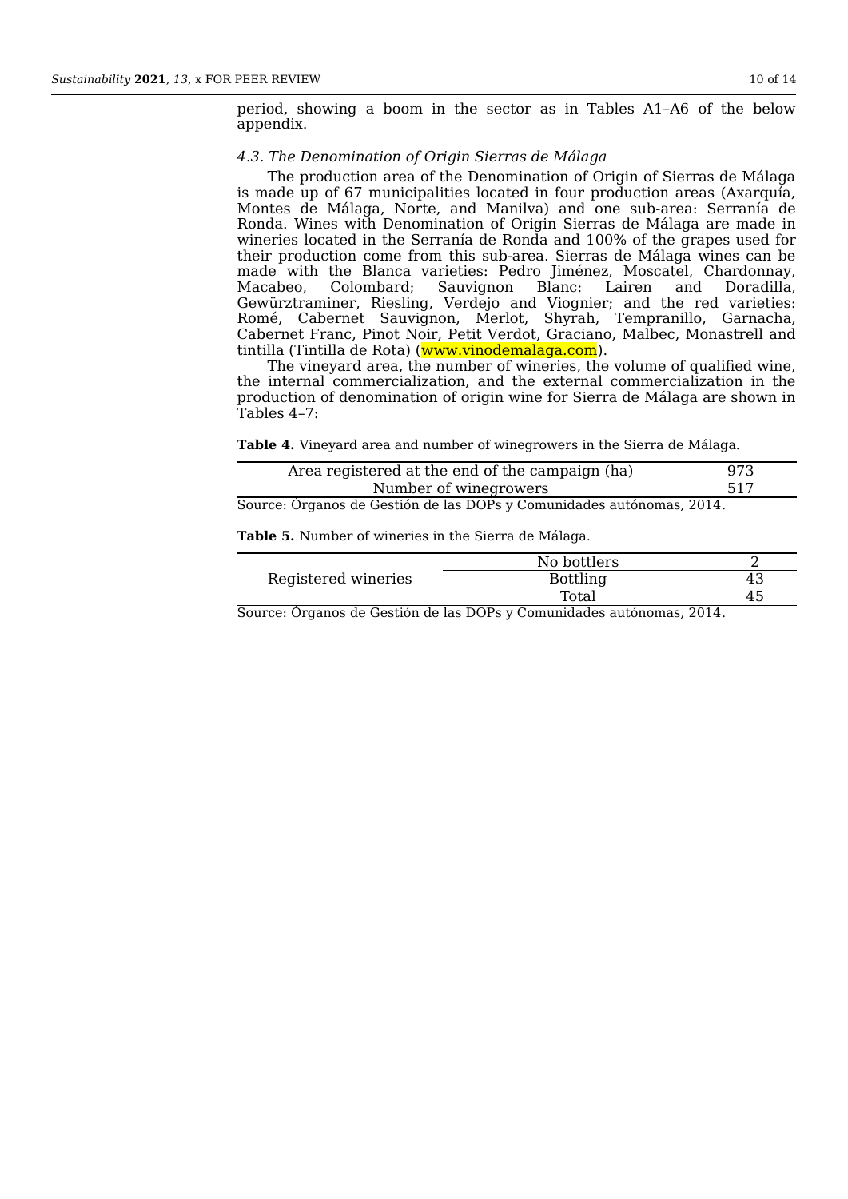period, showing a boom in the sector as in Tables A1–A6 of the below appendix.

### *4.3. The Denomination of Origin Sierras de Málaga*

The production area of the Denomination of Origin of Sierras de Málaga is made up of 67 municipalities located in four production areas (Axarquía, Montes de Málaga, Norte, and Manilva) and one sub-area: Serranía de Ronda. Wines with Denomination of Origin Sierras de Málaga are made in wineries located in the Serranía de Ronda and 100% of the grapes used for their production come from this sub-area. Sierras de Málaga wines can be made with the Blanca varieties: Pedro Jiménez, Moscatel, Chardonnay, Macabeo, Colombard; Sauvignon Blanc: Lairen and Doradilla, Gewürztraminer, Riesling, Verdejo and Viognier; and the red varieties: Romé, Cabernet Sauvignon, Merlot, Shyrah, Tempranillo, Garnacha, Cabernet Franc, Pinot Noir, Petit Verdot, Graciano, Malbec, Monastrell and tintilla (Tintilla de Rota) (www.vinodemalaga.com).

The vineyard area, the number of wineries, the volume of qualified wine, the internal commercialization, and the external commercialization in the production of denomination of origin wine for Sierra de Málaga are shown in Tables 4–7:

**Table 4.** Vineyard area and number of winegrowers in the Sierra de Málaga.

| | |
|---|---|
| Area registered at the end of the campaign (ha) | 973 |
| Number of winegrowers | 517 |

Source: Órganos de Gestión de las DOPs y Comunidades autónomas, 2014.

**Table 5.** Number of wineries in the Sierra de Málaga.

| | | |
|---|---|---|
| Registered wineries | No bottlers | 2 |
| | Bottling | 43 |
| | Total | 45 |

Source: Órganos de Gestión de las DOPs y Comunidades autónomas, 2014.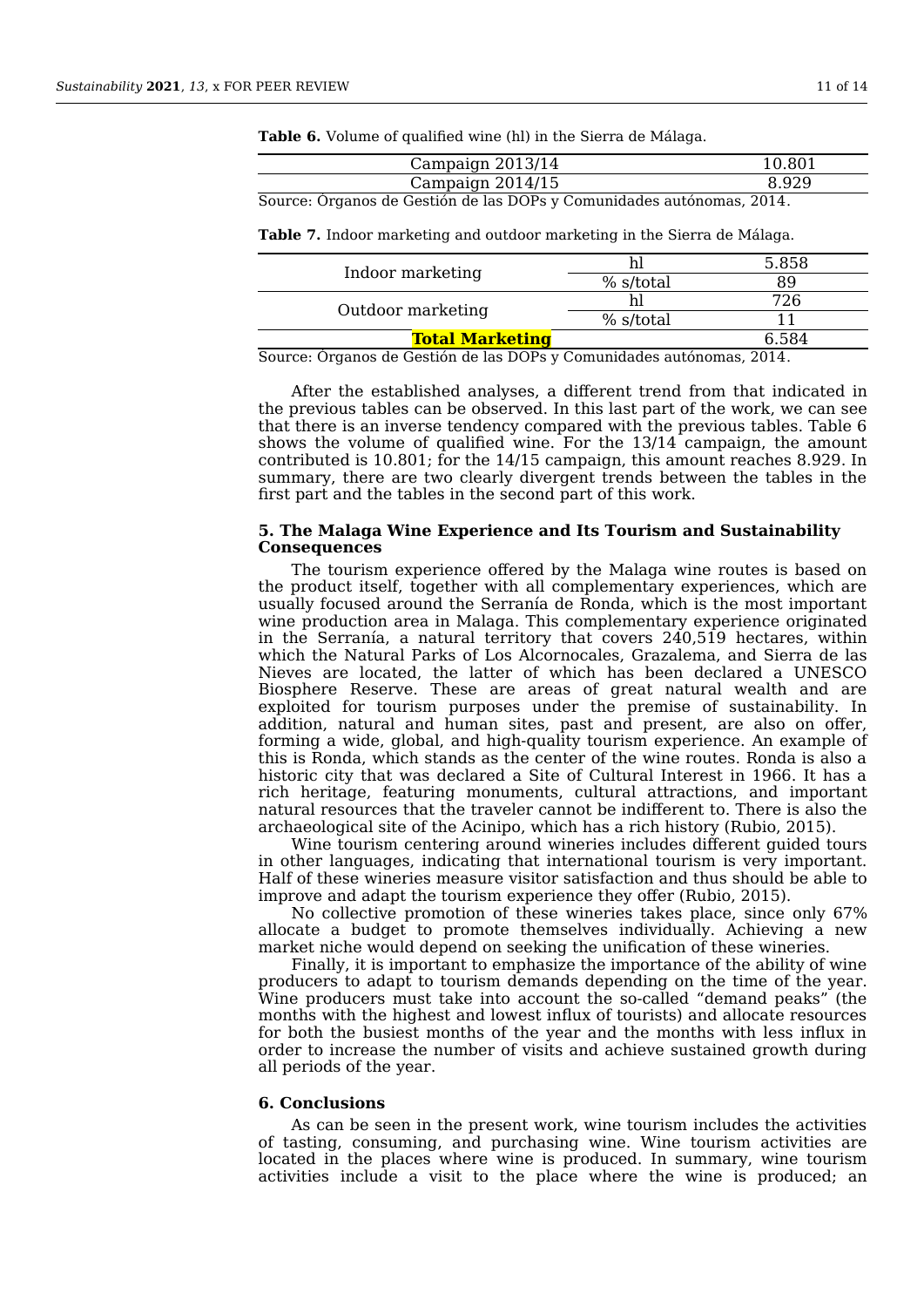**Table 6.** Volume of qualified wine (hl) in the Sierra de Málaga.

| | |
|---|---|
| Campaign 2013/14 | 10.801 |
| Campaign 2014/15 | 8.929 |

Source: Órganos de Gestión de las DOPs y Comunidades autónomas, 2014.

**Table 7.** Indoor marketing and outdoor marketing in the Sierra de Málaga.

| | | |
|---|---|---|
| Indoor marketing | hl | 5.858 |
| | % s/total | 89 |
| Outdoor marketing | hl | 726 |
| | % s/total | 11 |
| **Total Marketing** | | 6.584 |

Source: Órganos de Gestión de las DOPs y Comunidades autónomas, 2014.

After the established analyses, a different trend from that indicated in the previous tables can be observed. In this last part of the work, we can see that there is an inverse tendency compared with the previous tables. Table 6 shows the volume of qualified wine. For the 13/14 campaign, the amount contributed is 10.801; for the 14/15 campaign, this amount reaches 8.929. In summary, there are two clearly divergent trends between the tables in the first part and the tables in the second part of this work.

## 5. The Malaga Wine Experience and Its Tourism and Sustainability Consequences

The tourism experience offered by the Malaga wine routes is based on the product itself, together with all complementary experiences, which are usually focused around the Serranía de Ronda, which is the most important wine production area in Malaga. This complementary experience originated in the Serranía, a natural territory that covers 240,519 hectares, within which the Natural Parks of Los Alcornocales, Grazalema, and Sierra de las Nieves are located, the latter of which has been declared a UNESCO Biosphere Reserve. These are areas of great natural wealth and are exploited for tourism purposes under the premise of sustainability. In addition, natural and human sites, past and present, are also on offer, forming a wide, global, and high-quality tourism experience. An example of this is Ronda, which stands as the center of the wine routes. Ronda is also a historic city that was declared a Site of Cultural Interest in 1966. It has a rich heritage, featuring monuments, cultural attractions, and important natural resources that the traveler cannot be indifferent to. There is also the archaeological site of the Acinipo, which has a rich history (Rubio, 2015).

Wine tourism centering around wineries includes different guided tours in other languages, indicating that international tourism is very important. Half of these wineries measure visitor satisfaction and thus should be able to improve and adapt the tourism experience they offer (Rubio, 2015).

No collective promotion of these wineries takes place, since only 67% allocate a budget to promote themselves individually. Achieving a new market niche would depend on seeking the unification of these wineries.

Finally, it is important to emphasize the importance of the ability of wine producers to adapt to tourism demands depending on the time of the year. Wine producers must take into account the so-called "demand peaks" (the months with the highest and lowest influx of tourists) and allocate resources for both the busiest months of the year and the months with less influx in order to increase the number of visits and achieve sustained growth during all periods of the year.

## 6. Conclusions

As can be seen in the present work, wine tourism includes the activities of tasting, consuming, and purchasing wine. Wine tourism activities are located in the places where wine is produced. In summary, wine tourism activities include a visit to the place where the wine is produced; an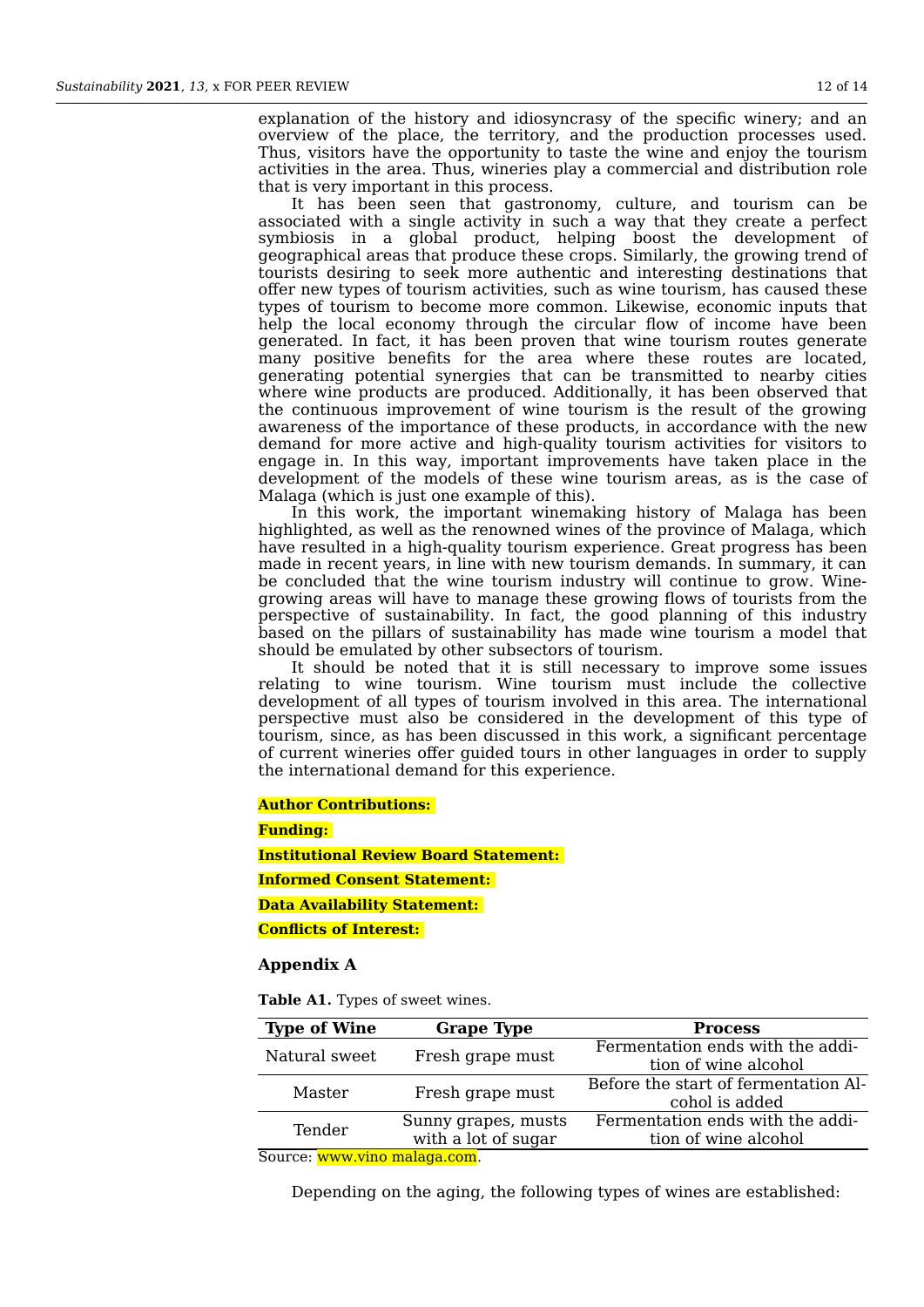explanation of the history and idiosyncrasy of the specific winery; and an overview of the place, the territory, and the production processes used. Thus, visitors have the opportunity to taste the wine and enjoy the tourism activities in the area. Thus, wineries play a commercial and distribution role that is very important in this process.

It has been seen that gastronomy, culture, and tourism can be associated with a single activity in such a way that they create a perfect symbiosis in a global product, helping boost the development of geographical areas that produce these crops. Similarly, the growing trend of tourists desiring to seek more authentic and interesting destinations that offer new types of tourism activities, such as wine tourism, has caused these types of tourism to become more common. Likewise, economic inputs that help the local economy through the circular flow of income have been generated. In fact, it has been proven that wine tourism routes generate many positive benefits for the area where these routes are located, generating potential synergies that can be transmitted to nearby cities where wine products are produced. Additionally, it has been observed that the continuous improvement of wine tourism is the result of the growing awareness of the importance of these products, in accordance with the new demand for more active and high-quality tourism activities for visitors to engage in. In this way, important improvements have taken place in the development of the models of these wine tourism areas, as is the case of Malaga (which is just one example of this).

In this work, the important winemaking history of Malaga has been highlighted, as well as the renowned wines of the province of Malaga, which have resulted in a high-quality tourism experience. Great progress has been made in recent years, in line with new tourism demands. In summary, it can be concluded that the wine tourism industry will continue to grow. Wine-growing areas will have to manage these growing flows of tourists from the perspective of sustainability. In fact, the good planning of this industry based on the pillars of sustainability has made wine tourism a model that should be emulated by other subsectors of tourism.

It should be noted that it is still necessary to improve some issues relating to wine tourism. Wine tourism must include the collective development of all types of tourism involved in this area. The international perspective must also be considered in the development of this type of tourism, since, as has been discussed in this work, a significant percentage of current wineries offer guided tours in other languages in order to supply the international demand for this experience.

**Author Contributions:**

**Funding:**

**Institutional Review Board Statement:**

**Informed Consent Statement:**

**Data Availability Statement:**

**Conflicts of Interest:**

## Appendix A

**Table A1.** Types of sweet wines.

| Type of Wine | Grape Type | Process |
|---|---|---|
| Natural sweet | Fresh grape must | Fermentation ends with the addition of wine alcohol |
| Master | Fresh grape must | Before the start of fermentation Alcohol is added |
| Tender | Sunny grapes, musts with a lot of sugar | Fermentation ends with the addition of wine alcohol |

Source: www.vino malaga.com.

Depending on the aging, the following types of wines are established: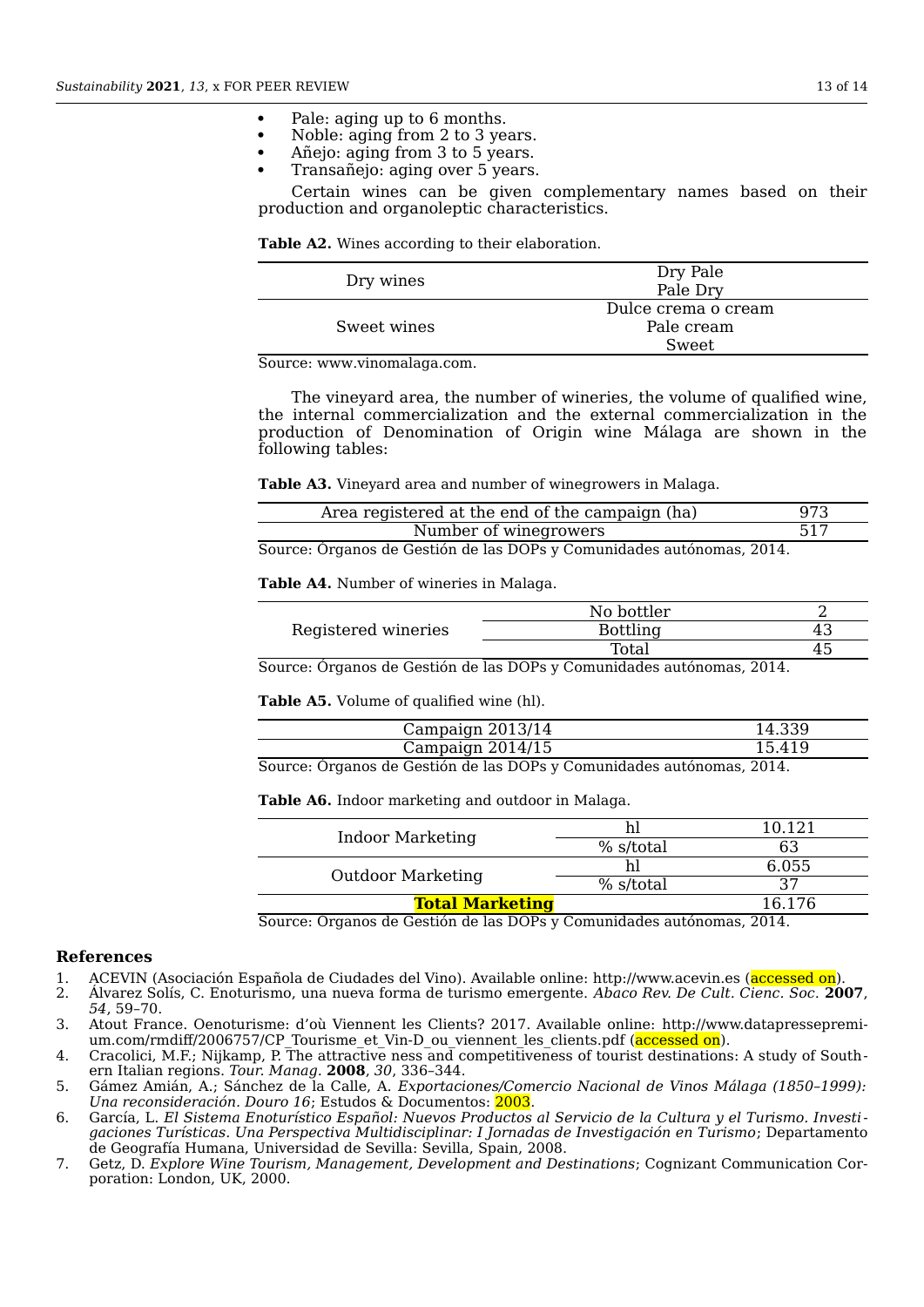- Pale: aging up to 6 months.
- Noble: aging from 2 to 3 years.
- Añejo: aging from 3 to 5 years.
- Transañejo: aging over 5 years.

Certain wines can be given complementary names based on their production and organoleptic characteristics.

**Table A2.** Wines according to their elaboration.

| | |
|---|---|
| Dry wines | Dry Pale<br>Pale Dry |
| Sweet wines | Dulce crema o cream<br>Pale cream<br>Sweet |

Source: www.vinomalaga.com.

The vineyard area, the number of wineries, the volume of qualified wine, the internal commercialization and the external commercialization in the production of Denomination of Origin wine Málaga are shown in the following tables:

**Table A3.** Vineyard area and number of winegrowers in Malaga.

| | |
|---|---|
| Area registered at the end of the campaign (ha) | 973 |
| Number of winegrowers | 517 |

Source: Órganos de Gestión de las DOPs y Comunidades autónomas, 2014.

**Table A4.** Number of wineries in Malaga.

| | | |
|---|---|---|
| Registered wineries | No bottler | 2 |
| | Bottling | 43 |
| | Total | 45 |

Source: Órganos de Gestión de las DOPs y Comunidades autónomas, 2014.

**Table A5.** Volume of qualified wine (hl).

| | |
|---|---|
| Campaign 2013/14 | 14.339 |
| Campaign 2014/15 | 15.419 |

Source: Órganos de Gestión de las DOPs y Comunidades autónomas, 2014.

**Table A6.** Indoor marketing and outdoor in Malaga.

| | | |
|---|---|---|
| Indoor Marketing | hl | 10.121 |
| | % s/total | 63 |
| Outdoor Marketing | hl | 6.055 |
| | % s/total | 37 |
| **Total Marketing** | | 16.176 |

Source: Órganos de Gestión de las DOPs y Comunidades autónomas, 2014.

## References

1. ACEVIN (Asociación Española de Ciudades del Vino). Available online: http://www.acevin.es (accessed on).
2. Álvarez Solís, C. Enoturismo, una nueva forma de turismo emergente. *Abaco Rev. De Cult. Cienc. Soc.* **2007**, *54*, 59–70.
3. Atout France. Oenoturisme: d'où Viennent les Clients? 2017. Available online: http://www.datapressepremium.com/rmdiff/2006757/CP_Tourisme_et_Vin-D_ou_viennent_les_clients.pdf (accessed on).
4. Cracolici, M.F.; Nijkamp, P. The attractive ness and competitiveness of tourist destinations: A study of Southern Italian regions. *Tour. Manag.* **2008**, *30*, 336–344.
5. Gámez Amián, A.; Sánchez de la Calle, A. *Exportaciones/Comercio Nacional de Vinos Málaga (1850–1999): Una reconsideración. Douro 16*; Estudos & Documentos: 2003.
6. García, L. *El Sistema Enoturístico Español: Nuevos Productos al Servicio de la Cultura y el Turismo. Investigaciones Turísticas. Una Perspectiva Multidisciplinar: I Jornadas de Investigación en Turismo*; Departamento de Geografía Humana, Universidad de Sevilla: Sevilla, Spain, 2008.
7. Getz, D. *Explore Wine Tourism, Management, Development and Destinations*; Cognizant Communication Corporation: London, UK, 2000.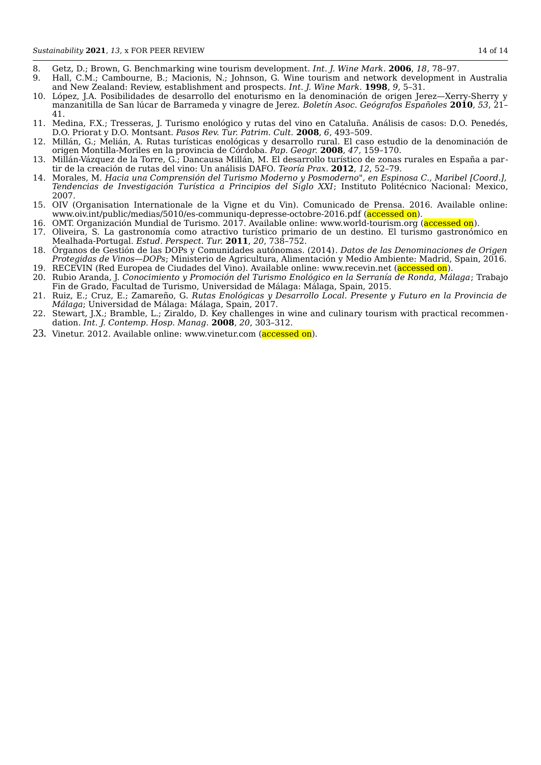8. Getz, D.; Brown, G. Benchmarking wine tourism development. *Int. J. Wine Mark.* **2006**, *18*, 78–97.
9. Hall, C.M.; Cambourne, B.; Macionis, N.; Johnson, G. Wine tourism and network development in Australia and New Zealand: Review, establishment and prospects. *Int. J. Wine Mark.* **1998**, *9*, 5–31.
10. López, J.A. Posibilidades de desarrollo del enoturismo en la denominación de origen Jerez—Xerry-Sherry y manzanitilla de San lúcar de Barrameda y vinagre de Jerez. *Boletín Asoc. Geógrafos Españoles* **2010**, *53*, 21–41.
11. Medina, F.X.; Tresseras, J. Turismo enológico y rutas del vino en Cataluña. Análisis de casos: D.O. Penedés, D.O. Priorat y D.O. Montsant. *Pasos Rev. Tur. Patrim. Cult.* **2008**, *6*, 493–509.
12. Millán, G.; Melián, A. Rutas turísticas enológicas y desarrollo rural. El caso estudio de la denominación de origen Montilla-Moriles en la provincia de Córdoba. *Pap. Geogr.* **2008**, *47*, 159–170.
13. Millán-Vázquez de la Torre, G.; Dancausa Millán, M. El desarrollo turístico de zonas rurales en España a partir de la creación de rutas del vino: Un análisis DAFO. *Teoría Prax.* **2012**, *12*, 52–79.
14. Morales, M. *Hacia una Comprensión del Turismo Moderno y Posmoderno", en Espinosa C., Maribel [Coord.], Tendencias de Investigación Turística a Principios del Siglo XXI*; Instituto Politécnico Nacional: Mexico, 2007.
15. OIV (Organisation Internationale de la Vigne et du Vin). Comunicado de Prensa. 2016. Available online: www.oiv.int/public/medias/5010/es-communiqu-depresse-octobre-2016.pdf (accessed on).
16. OMT. Organización Mundial de Turismo. 2017. Available online: www.world-tourism.org (accessed on).
17. Oliveira, S. La gastronomía como atractivo turístico primario de un destino. El turismo gastronómico en Mealhada-Portugal. *Estud. Perspect. Tur.* **2011**, *20*, 738–752.
18. Órganos de Gestión de las DOPs y Comunidades autónomas. (2014). *Datos de las Denominaciones de Origen Protegidas de Vinos—DOPs*; Ministerio de Agricultura, Alimentación y Medio Ambiente: Madrid, Spain, 2016.
19. RECEVIN (Red Europea de Ciudades del Vino). Available online: www.recevin.net (accessed on).
20. Rubio Aranda, J. *Conocimiento y Promoción del Turismo Enológico en la Serranía de Ronda, Málaga*; Trabajo Fin de Grado, Facultad de Turismo, Universidad de Málaga: Málaga, Spain, 2015.
21. Ruiz, E.; Cruz, E.; Zamareño, G. *Rutas Enológicas y Desarrollo Local. Presente y Futuro en la Provincia de Málaga*; Universidad de Málaga: Málaga, Spain, 2017.
22. Stewart, J.X.; Bramble, L.; Ziraldo, D. Key challenges in wine and culinary tourism with practical recommendation. *Int. J. Contemp. Hosp. Manag.* **2008**, *20*, 303–312.
23. Vinetur. 2012. Available online: www.vinetur.com (accessed on).